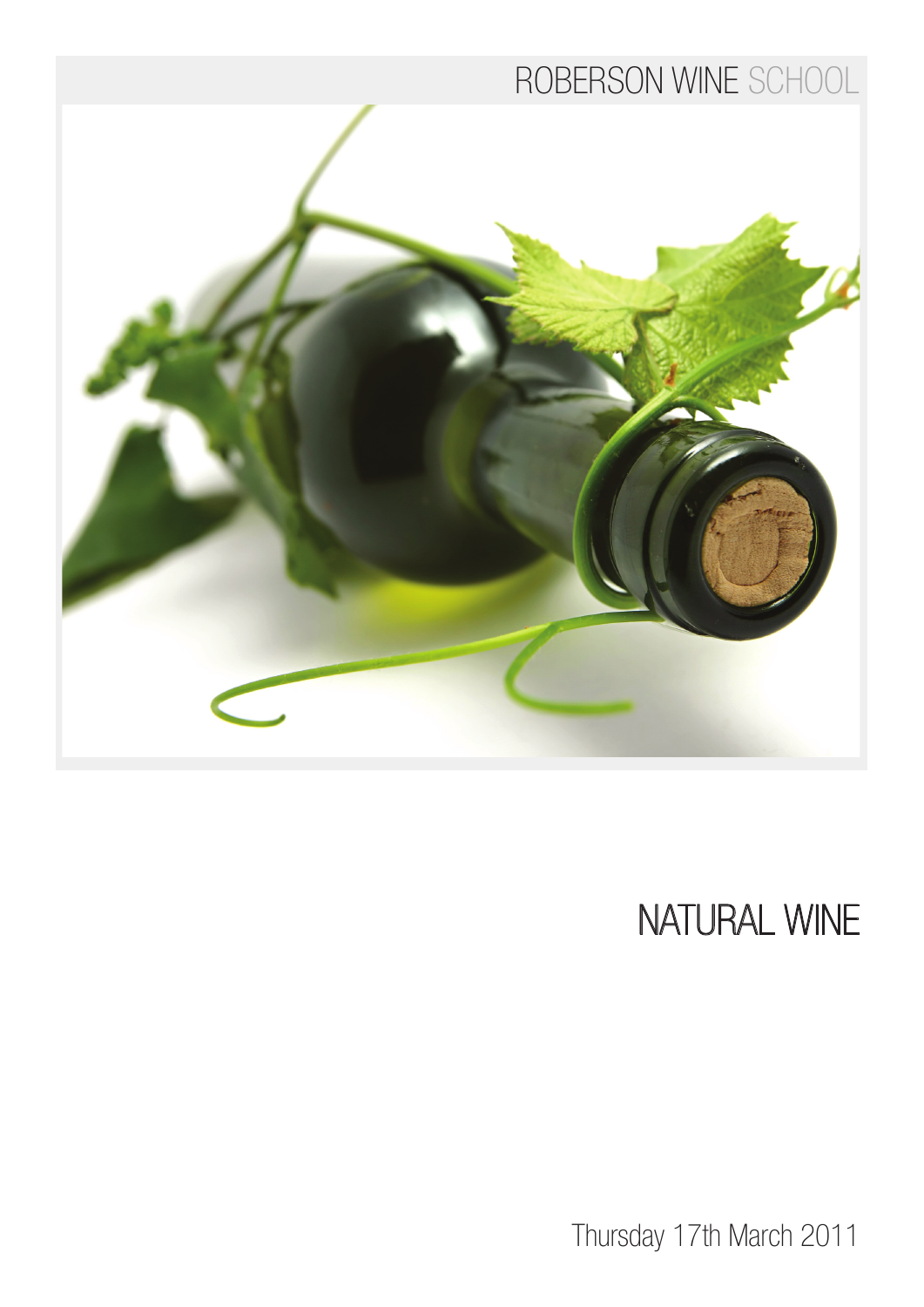ROBERSON WINE SCHOOL

# NATURAL WINE

Thursday 17th March 2011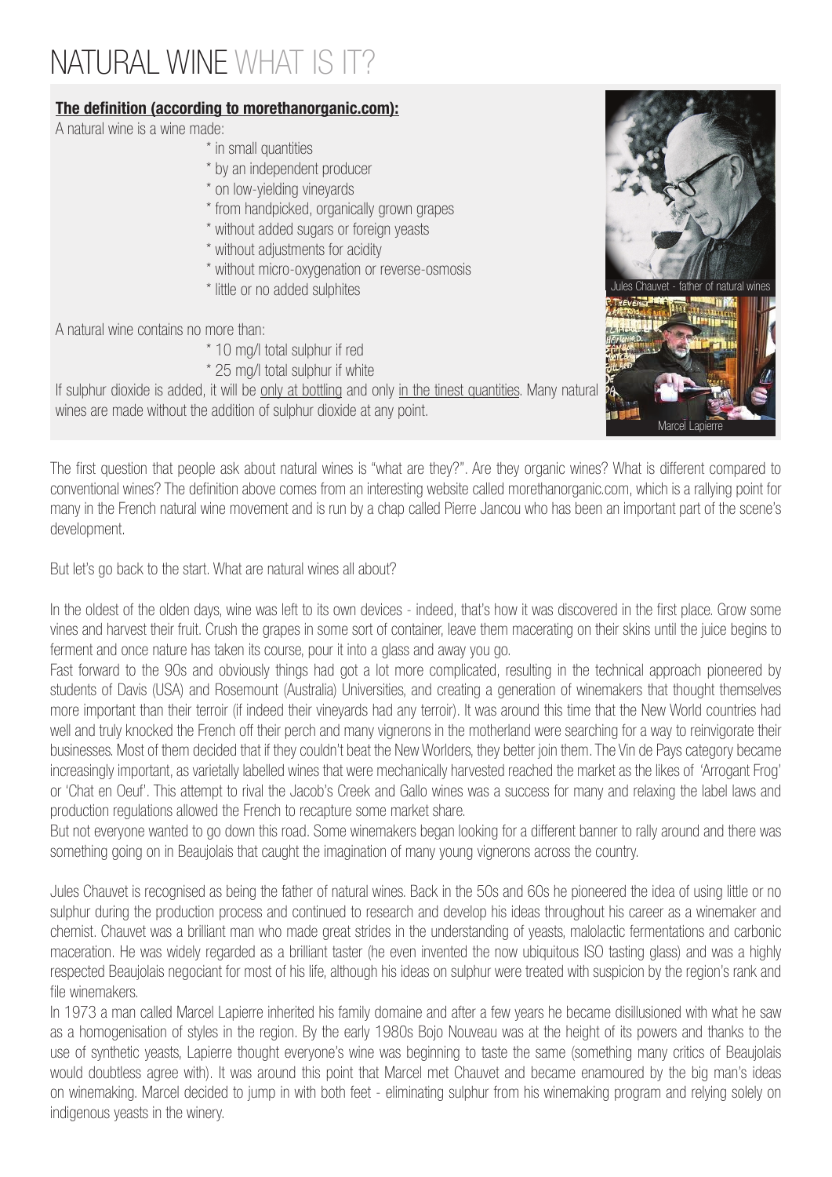# NATURAL WINE WHAT IS IT?

**The definition (according to morethanorganic.com):**

A natural wine is a wine made:

* in small quantities
* by an independent producer
* on low-yielding vineyards
* from handpicked, organically grown grapes
* without added sugars or foreign yeasts
* without adjustments for acidity
* without micro-oxygenation or reverse-osmosis
* little or no added sulphites

A natural wine contains no more than:

* 10 mg/l total sulphur if red
* 25 mg/l total sulphur if white

If sulphur dioxide is added, it will be only at bottling and only in the tinest quantities. Many natural wines are made without the addition of sulphur dioxide at any point.

Jules Chauvet - father of natural wines

Marcel Lapierre

The first question that people ask about natural wines is "what are they?". Are they organic wines? What is different compared to conventional wines? The definition above comes from an interesting website called morethanorganic.com, which is a rallying point for many in the French natural wine movement and is run by a chap called Pierre Jancou who has been an important part of the scene's development.

But let's go back to the start. What are natural wines all about?

In the oldest of the olden days, wine was left to its own devices - indeed, that's how it was discovered in the first place. Grow some vines and harvest their fruit. Crush the grapes in some sort of container, leave them macerating on their skins until the juice begins to ferment and once nature has taken its course, pour it into a glass and away you go.

Fast forward to the 90s and obviously things had got a lot more complicated, resulting in the technical approach pioneered by students of Davis (USA) and Rosemount (Australia) Universities, and creating a generation of winemakers that thought themselves more important than their terroir (if indeed their vineyards had any terroir). It was around this time that the New World countries had well and truly knocked the French off their perch and many vignerons in the motherland were searching for a way to reinvigorate their businesses. Most of them decided that if they couldn't beat the New Worlders, they better join them. The Vin de Pays category became increasingly important, as varietally labelled wines that were mechanically harvested reached the market as the likes of 'Arrogant Frog' or 'Chat en Oeuf'. This attempt to rival the Jacob's Creek and Gallo wines was a success for many and relaxing the label laws and production regulations allowed the French to recapture some market share.

But not everyone wanted to go down this road. Some winemakers began looking for a different banner to rally around and there was something going on in Beaujolais that caught the imagination of many young vignerons across the country.

Jules Chauvet is recognised as being the father of natural wines. Back in the 50s and 60s he pioneered the idea of using little or no sulphur during the production process and continued to research and develop his ideas throughout his career as a winemaker and chemist. Chauvet was a brilliant man who made great strides in the understanding of yeasts, malolactic fermentations and carbonic maceration. He was widely regarded as a brilliant taster (he even invented the now ubiquitous ISO tasting glass) and was a highly respected Beaujolais negociant for most of his life, although his ideas on sulphur were treated with suspicion by the region's rank and file winemakers.

In 1973 a man called Marcel Lapierre inherited his family domaine and after a few years he became disillusioned with what he saw as a homogenisation of styles in the region. By the early 1980s Bojo Nouveau was at the height of its powers and thanks to the use of synthetic yeasts, Lapierre thought everyone's wine was beginning to taste the same (something many critics of Beaujolais would doubtless agree with). It was around this point that Marcel met Chauvet and became enamoured by the big man's ideas on winemaking. Marcel decided to jump in with both feet - eliminating sulphur from his winemaking program and relying solely on indigenous yeasts in the winery.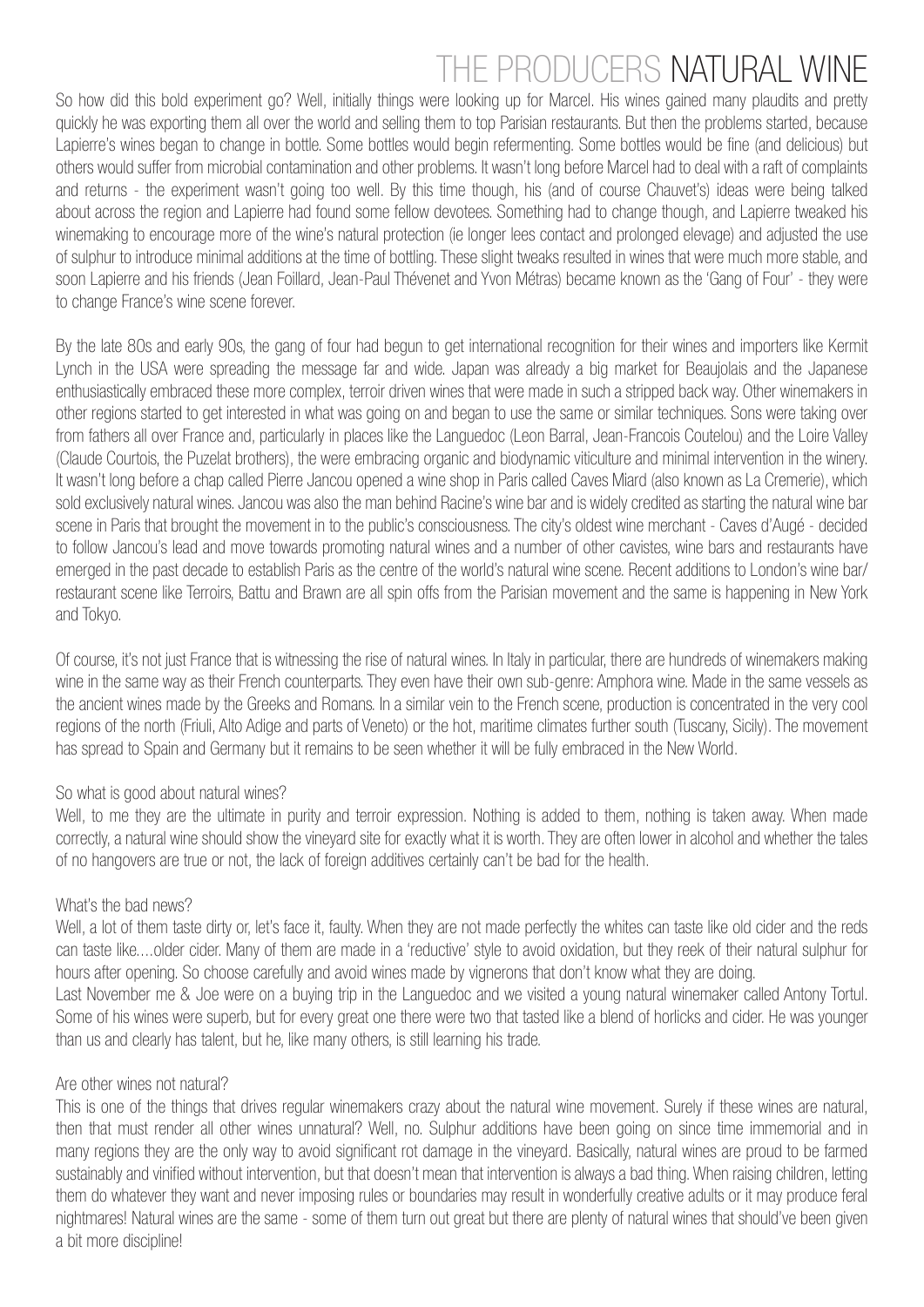# THE PRODUCERS NATURAL WINE

So how did this bold experiment go? Well, initially things were looking up for Marcel. His wines gained many plaudits and pretty quickly he was exporting them all over the world and selling them to top Parisian restaurants. But then the problems started, because Lapierre's wines began to change in bottle. Some bottles would begin refermenting. Some bottles would be fine (and delicious) but others would suffer from microbial contamination and other problems. It wasn't long before Marcel had to deal with a raft of complaints and returns - the experiment wasn't going too well. By this time though, his (and of course Chauvet's) ideas were being talked about across the region and Lapierre had found some fellow devotees. Something had to change though, and Lapierre tweaked his winemaking to encourage more of the wine's natural protection (ie longer lees contact and prolonged elevage) and adjusted the use of sulphur to introduce minimal additions at the time of bottling. These slight tweaks resulted in wines that were much more stable, and soon Lapierre and his friends (Jean Foillard, Jean-Paul Thévenet and Yvon Métras) became known as the 'Gang of Four' - they were to change France's wine scene forever.

By the late 80s and early 90s, the gang of four had begun to get international recognition for their wines and importers like Kermit Lynch in the USA were spreading the message far and wide. Japan was already a big market for Beaujolais and the Japanese enthusiastically embraced these more complex, terroir driven wines that were made in such a stripped back way. Other winemakers in other regions started to get interested in what was going on and began to use the same or similar techniques. Sons were taking over from fathers all over France and, particularly in places like the Languedoc (Leon Barral, Jean-Francois Coutelou) and the Loire Valley (Claude Courtois, the Puzelat brothers), the were embracing organic and biodynamic viticulture and minimal intervention in the winery. It wasn't long before a chap called Pierre Jancou opened a wine shop in Paris called Caves Miard (also known as La Cremerie), which sold exclusively natural wines. Jancou was also the man behind Racine's wine bar and is widely credited as starting the natural wine bar scene in Paris that brought the movement in to the public's consciousness. The city's oldest wine merchant - Caves d'Augé - decided to follow Jancou's lead and move towards promoting natural wines and a number of other cavistes, wine bars and restaurants have emerged in the past decade to establish Paris as the centre of the world's natural wine scene. Recent additions to London's wine bar/ restaurant scene like Terroirs, Battu and Brawn are all spin offs from the Parisian movement and the same is happening in New York and Tokyo.

Of course, it's not just France that is witnessing the rise of natural wines. In Italy in particular, there are hundreds of winemakers making wine in the same way as their French counterparts. They even have their own sub-genre: Amphora wine. Made in the same vessels as the ancient wines made by the Greeks and Romans. In a similar vein to the French scene, production is concentrated in the very cool regions of the north (Friuli, Alto Adige and parts of Veneto) or the hot, maritime climates further south (Tuscany, Sicily). The movement has spread to Spain and Germany but it remains to be seen whether it will be fully embraced in the New World.

So what is good about natural wines?

Well, to me they are the ultimate in purity and terroir expression. Nothing is added to them, nothing is taken away. When made correctly, a natural wine should show the vineyard site for exactly what it is worth. They are often lower in alcohol and whether the tales of no hangovers are true or not, the lack of foreign additives certainly can't be bad for the health.

What's the bad news?

Well, a lot of them taste dirty or, let's face it, faulty. When they are not made perfectly the whites can taste like old cider and the reds can taste like....older cider. Many of them are made in a 'reductive' style to avoid oxidation, but they reek of their natural sulphur for hours after opening. So choose carefully and avoid wines made by vignerons that don't know what they are doing.

Last November me & Joe were on a buying trip in the Languedoc and we visited a young natural winemaker called Antony Tortul. Some of his wines were superb, but for every great one there were two that tasted like a blend of horlicks and cider. He was younger than us and clearly has talent, but he, like many others, is still learning his trade.

Are other wines not natural?

This is one of the things that drives regular winemakers crazy about the natural wine movement. Surely if these wines are natural, then that must render all other wines unnatural? Well, no. Sulphur additions have been going on since time immemorial and in many regions they are the only way to avoid significant rot damage in the vineyard. Basically, natural wines are proud to be farmed sustainably and vinified without intervention, but that doesn't mean that intervention is always a bad thing. When raising children, letting them do whatever they want and never imposing rules or boundaries may result in wonderfully creative adults or it may produce feral nightmares! Natural wines are the same - some of them turn out great but there are plenty of natural wines that should've been given a bit more discipline!